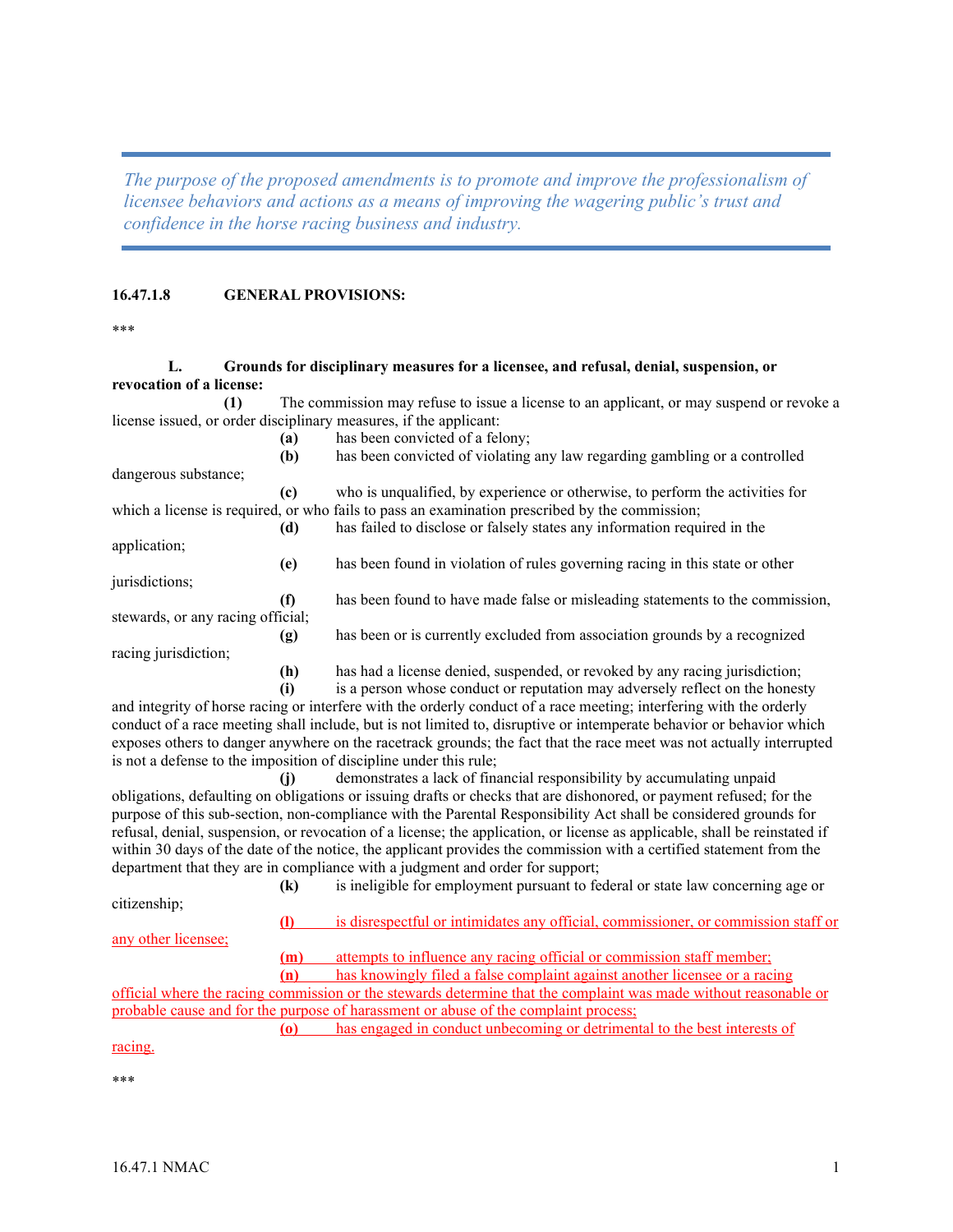*The purpose of the proposed amendments is to promote and improve the professionalism of licensee behaviors and actions as a means of improving the wagering public's trust and confidence in the horse racing business and industry.*

---

**16.47.1.8 GENERAL PROVISIONS:**

***

**L. Grounds for disciplinary measures for a licensee, and refusal, denial, suspension, or revocation of a license:**

**(1)** The commission may refuse to issue a license to an applicant, or may suspend or revoke a license issued, or order disciplinary measures, if the applicant:

**(a)** has been convicted of a felony;

**(b)** has been convicted of violating any law regarding gambling or a controlled dangerous substance;

**(c)** who is unqualified, by experience or otherwise, to perform the activities for which a license is required, or who fails to pass an examination prescribed by the commission;

**(d)** has failed to disclose or falsely states any information required in the application;

**(e)** has been found in violation of rules governing racing in this state or other jurisdictions;

**(f)** has been found to have made false or misleading statements to the commission, stewards, or any racing official;

**(g)** has been or is currently excluded from association grounds by a recognized racing jurisdiction;

**(h)** has had a license denied, suspended, or revoked by any racing jurisdiction;

**(i)** is a person whose conduct or reputation may adversely reflect on the honesty and integrity of horse racing or interfere with the orderly conduct of a race meeting; interfering with the orderly conduct of a race meeting shall include, but is not limited to, disruptive or intemperate behavior or behavior which exposes others to danger anywhere on the racetrack grounds; the fact that the race meet was not actually interrupted is not a defense to the imposition of discipline under this rule;

**(j)** demonstrates a lack of financial responsibility by accumulating unpaid obligations, defaulting on obligations or issuing drafts or checks that are dishonored, or payment refused; for the purpose of this sub-section, non-compliance with the Parental Responsibility Act shall be considered grounds for refusal, denial, suspension, or revocation of a license; the application, or license as applicable, shall be reinstated if within 30 days of the date of the notice, the applicant provides the commission with a certified statement from the department that they are in compliance with a judgment and order for support;

**(k)** is ineligible for employment pursuant to federal or state law concerning age or citizenship;

**(l)** is disrespectful or intimidates any official, commissioner, or commission staff or any other licensee;

**(m)** attempts to influence any racing official or commission staff member;

**(n)** has knowingly filed a false complaint against another licensee or a racing official where the racing commission or the stewards determine that the complaint was made without reasonable or probable cause and for the purpose of harassment or abuse of the complaint process;

**(o)** has engaged in conduct unbecoming or detrimental to the best interests of racing.

***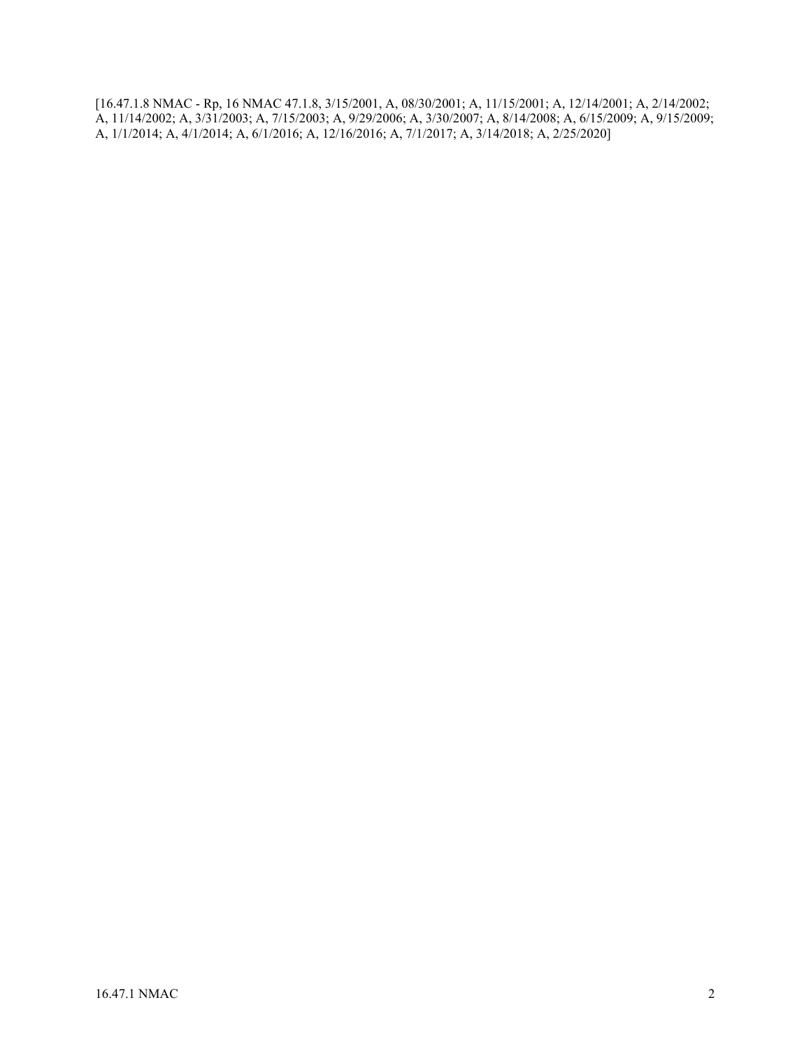[16.47.1.8 NMAC - Rp, 16 NMAC 47.1.8, 3/15/2001, A, 08/30/2001; A, 11/15/2001; A, 12/14/2001; A, 2/14/2002; A, 11/14/2002; A, 3/31/2003; A, 7/15/2003; A, 9/29/2006; A, 3/30/2007; A, 8/14/2008; A, 6/15/2009; A, 9/15/2009; A, 1/1/2014; A, 4/1/2014; A, 6/1/2016; A, 12/16/2016; A, 7/1/2017; A, 3/14/2018; A, 2/25/2020]